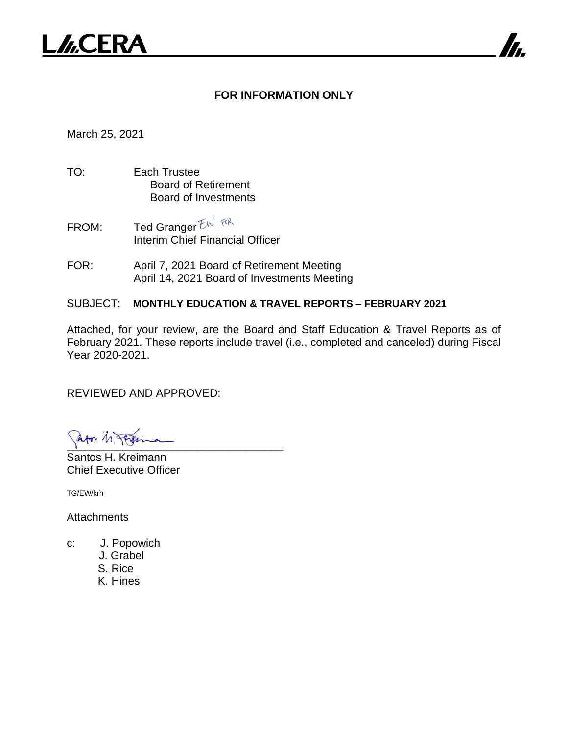**LACERA**

**FOR INFORMATION ONLY**

March 25, 2021

TO: Each Trustee
Board of Retirement
Board of Investments

FROM: Ted Granger EW FOR
Interim Chief Financial Officer

FOR: April 7, 2021 Board of Retirement Meeting
April 14, 2021 Board of Investments Meeting

SUBJECT: **MONTHLY EDUCATION & TRAVEL REPORTS – FEBRUARY 2021**

Attached, for your review, are the Board and Staff Education & Travel Reports as of February 2021. These reports include travel (i.e., completed and canceled) during Fiscal Year 2020-2021.

REVIEWED AND APPROVED:

Santos H. Kreimann
Chief Executive Officer

TG/EW/krh

Attachments

c: J. Popowich
J. Grabel
S. Rice
K. Hines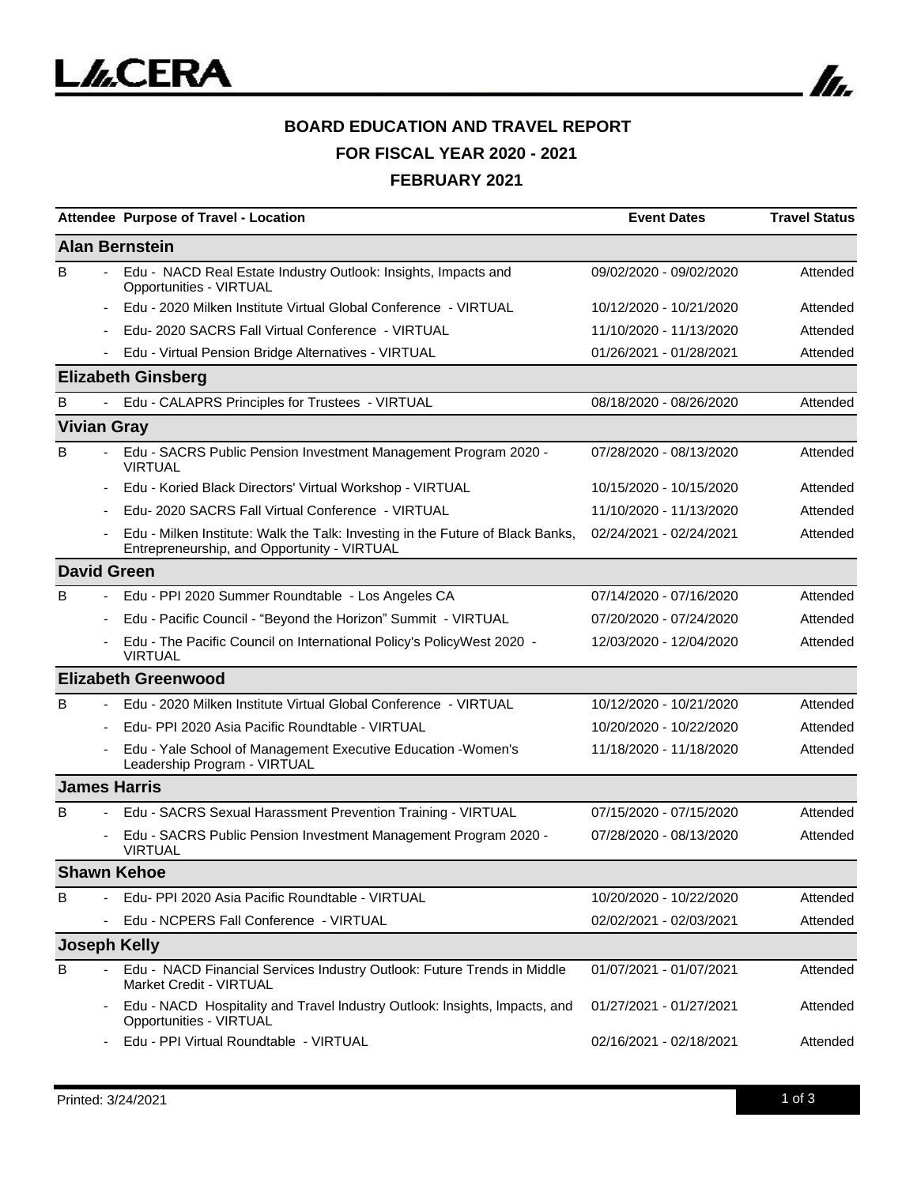## BOARD EDUCATION AND TRAVEL REPORT

## FOR FISCAL YEAR 2020 - 2021

## FEBRUARY 2021

| Attendee | | Purpose of Travel - Location | Event Dates | Travel Status |
|---|---|---|---|---|
| **Alan Bernstein** | | | | |
| B | - | Edu - NACD Real Estate Industry Outlook: Insights, Impacts and Opportunities - VIRTUAL | 09/02/2020 - 09/02/2020 | Attended |
| | - | Edu - 2020 Milken Institute Virtual Global Conference - VIRTUAL | 10/12/2020 - 10/21/2020 | Attended |
| | - | Edu- 2020 SACRS Fall Virtual Conference - VIRTUAL | 11/10/2020 - 11/13/2020 | Attended |
| | - | Edu - Virtual Pension Bridge Alternatives - VIRTUAL | 01/26/2021 - 01/28/2021 | Attended |
| **Elizabeth Ginsberg** | | | | |
| B | - | Edu - CALAPRS Principles for Trustees - VIRTUAL | 08/18/2020 - 08/26/2020 | Attended |
| **Vivian Gray** | | | | |
| B | - | Edu - SACRS Public Pension Investment Management Program 2020 - VIRTUAL | 07/28/2020 - 08/13/2020 | Attended |
| | - | Edu - Koried Black Directors' Virtual Workshop - VIRTUAL | 10/15/2020 - 10/15/2020 | Attended |
| | - | Edu- 2020 SACRS Fall Virtual Conference - VIRTUAL | 11/10/2020 - 11/13/2020 | Attended |
| | - | Edu - Milken Institute: Walk the Talk: Investing in the Future of Black Banks, Entrepreneurship, and Opportunity - VIRTUAL | 02/24/2021 - 02/24/2021 | Attended |
| **David Green** | | | | |
| B | - | Edu - PPI 2020 Summer Roundtable - Los Angeles CA | 07/14/2020 - 07/16/2020 | Attended |
| | - | Edu - Pacific Council - "Beyond the Horizon" Summit - VIRTUAL | 07/20/2020 - 07/24/2020 | Attended |
| | - | Edu - The Pacific Council on International Policy's PolicyWest 2020 - VIRTUAL | 12/03/2020 - 12/04/2020 | Attended |
| **Elizabeth Greenwood** | | | | |
| B | - | Edu - 2020 Milken Institute Virtual Global Conference - VIRTUAL | 10/12/2020 - 10/21/2020 | Attended |
| | - | Edu- PPI 2020 Asia Pacific Roundtable - VIRTUAL | 10/20/2020 - 10/22/2020 | Attended |
| | - | Edu - Yale School of Management Executive Education -Women's Leadership Program - VIRTUAL | 11/18/2020 - 11/18/2020 | Attended |
| **James Harris** | | | | |
| B | - | Edu - SACRS Sexual Harassment Prevention Training - VIRTUAL | 07/15/2020 - 07/15/2020 | Attended |
| | - | Edu - SACRS Public Pension Investment Management Program 2020 - VIRTUAL | 07/28/2020 - 08/13/2020 | Attended |
| **Shawn Kehoe** | | | | |
| B | - | Edu- PPI 2020 Asia Pacific Roundtable - VIRTUAL | 10/20/2020 - 10/22/2020 | Attended |
| | - | Edu - NCPERS Fall Conference - VIRTUAL | 02/02/2021 - 02/03/2021 | Attended |
| **Joseph Kelly** | | | | |
| B | - | Edu - NACD Financial Services Industry Outlook: Future Trends in Middle Market Credit - VIRTUAL | 01/07/2021 - 01/07/2021 | Attended |
| | - | Edu - NACD Hospitality and Travel Industry Outlook: Insights, Impacts, and Opportunities - VIRTUAL | 01/27/2021 - 01/27/2021 | Attended |
| | - | Edu - PPI Virtual Roundtable - VIRTUAL | 02/16/2021 - 02/18/2021 | Attended |

Printed: 3/24/2021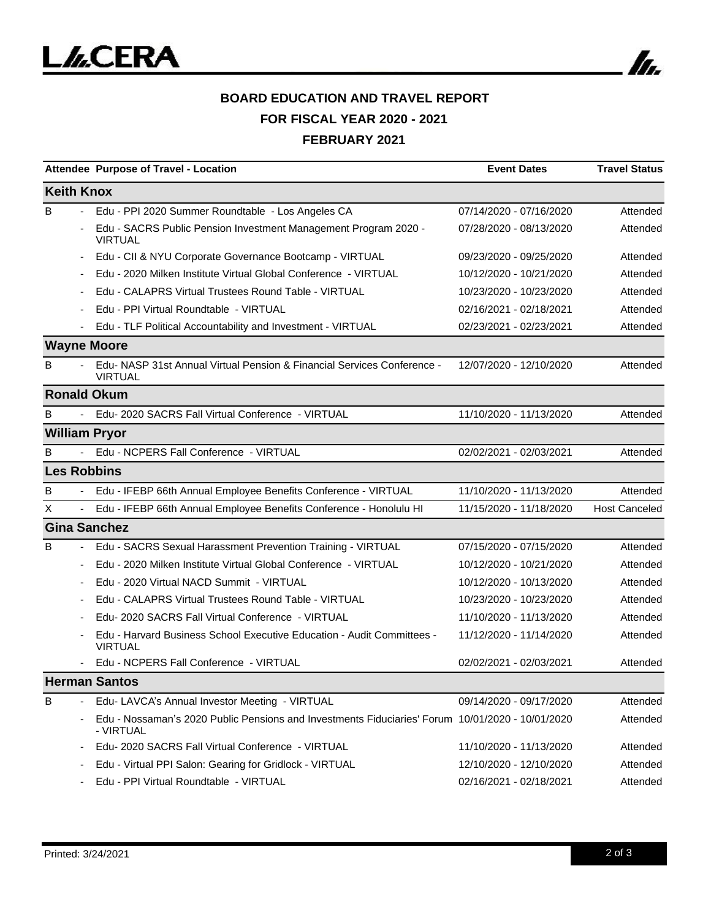**BOARD EDUCATION AND TRAVEL REPORT**

**FOR FISCAL YEAR 2020 - 2021**

**FEBRUARY 2021**

| Attendee | | Purpose of Travel - Location | Event Dates | Travel Status |
|---|---|---|---|---|
| **Keith Knox** | | | | |
| B | - | Edu - PPI 2020 Summer Roundtable - Los Angeles CA | 07/14/2020 - 07/16/2020 | Attended |
| | - | Edu - SACRS Public Pension Investment Management Program 2020 - VIRTUAL | 07/28/2020 - 08/13/2020 | Attended |
| | - | Edu - CII & NYU Corporate Governance Bootcamp - VIRTUAL | 09/23/2020 - 09/25/2020 | Attended |
| | - | Edu - 2020 Milken Institute Virtual Global Conference - VIRTUAL | 10/12/2020 - 10/21/2020 | Attended |
| | - | Edu - CALAPRS Virtual Trustees Round Table - VIRTUAL | 10/23/2020 - 10/23/2020 | Attended |
| | - | Edu - PPI Virtual Roundtable - VIRTUAL | 02/16/2021 - 02/18/2021 | Attended |
| | - | Edu - TLF Political Accountability and Investment - VIRTUAL | 02/23/2021 - 02/23/2021 | Attended |
| **Wayne Moore** | | | | |
| B | - | Edu- NASP 31st Annual Virtual Pension & Financial Services Conference - VIRTUAL | 12/07/2020 - 12/10/2020 | Attended |
| **Ronald Okum** | | | | |
| B | - | Edu- 2020 SACRS Fall Virtual Conference - VIRTUAL | 11/10/2020 - 11/13/2020 | Attended |
| **William Pryor** | | | | |
| B | - | Edu - NCPERS Fall Conference - VIRTUAL | 02/02/2021 - 02/03/2021 | Attended |
| **Les Robbins** | | | | |
| B | - | Edu - IFEBP 66th Annual Employee Benefits Conference - VIRTUAL | 11/10/2020 - 11/13/2020 | Attended |
| X | - | Edu - IFEBP 66th Annual Employee Benefits Conference - Honolulu HI | 11/15/2020 - 11/18/2020 | Host Canceled |
| **Gina Sanchez** | | | | |
| B | - | Edu - SACRS Sexual Harassment Prevention Training - VIRTUAL | 07/15/2020 - 07/15/2020 | Attended |
| | - | Edu - 2020 Milken Institute Virtual Global Conference - VIRTUAL | 10/12/2020 - 10/21/2020 | Attended |
| | - | Edu - 2020 Virtual NACD Summit - VIRTUAL | 10/12/2020 - 10/13/2020 | Attended |
| | - | Edu - CALAPRS Virtual Trustees Round Table - VIRTUAL | 10/23/2020 - 10/23/2020 | Attended |
| | - | Edu- 2020 SACRS Fall Virtual Conference - VIRTUAL | 11/10/2020 - 11/13/2020 | Attended |
| | - | Edu - Harvard Business School Executive Education - Audit Committees - VIRTUAL | 11/12/2020 - 11/14/2020 | Attended |
| | - | Edu - NCPERS Fall Conference - VIRTUAL | 02/02/2021 - 02/03/2021 | Attended |
| **Herman Santos** | | | | |
| B | - | Edu- LAVCA's Annual Investor Meeting - VIRTUAL | 09/14/2020 - 09/17/2020 | Attended |
| | - | Edu - Nossaman's 2020 Public Pensions and Investments Fiduciaries' Forum - VIRTUAL | 10/01/2020 - 10/01/2020 | Attended |
| | - | Edu- 2020 SACRS Fall Virtual Conference - VIRTUAL | 11/10/2020 - 11/13/2020 | Attended |
| | - | Edu - Virtual PPI Salon: Gearing for Gridlock - VIRTUAL | 12/10/2020 - 12/10/2020 | Attended |
| | - | Edu - PPI Virtual Roundtable - VIRTUAL | 02/16/2021 - 02/18/2021 | Attended |

Printed: 3/24/2021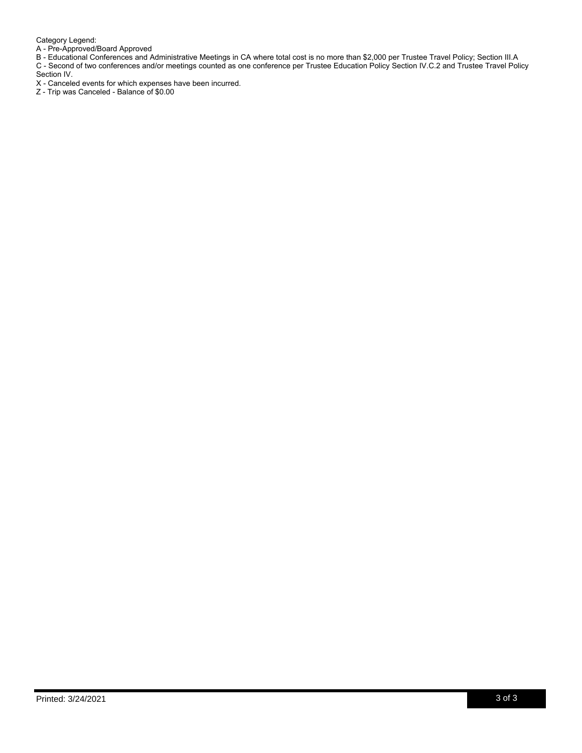Category Legend:

- A - Pre-Approved/Board Approved
- B - Educational Conferences and Administrative Meetings in CA where total cost is no more than $2,000 per Trustee Travel Policy; Section III.A
- C - Second of two conferences and/or meetings counted as one conference per Trustee Education Policy Section IV.C.2 and Trustee Travel Policy Section IV.
- X - Canceled events for which expenses have been incurred.
- Z - Trip was Canceled - Balance of $0.00

Printed: 3/24/2021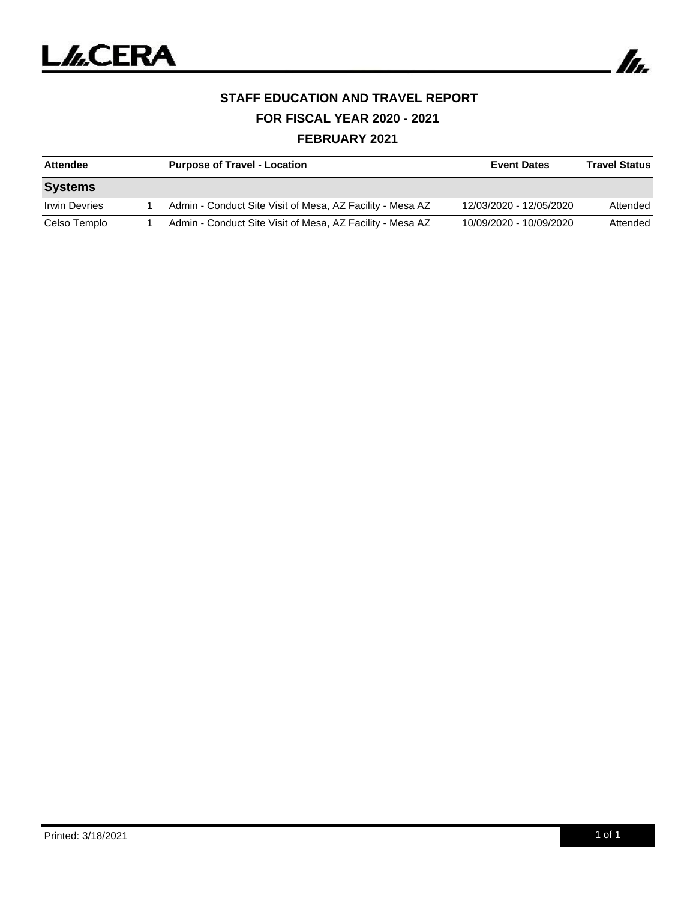**STAFF EDUCATION AND TRAVEL REPORT**

**FOR FISCAL YEAR 2020 - 2021**

**FEBRUARY 2021**

| Attendee | | Purpose of Travel - Location | Event Dates | Travel Status |
|---|---|---|---|---|
| **Systems** | | | | |
| Irwin Devries | 1 | Admin - Conduct Site Visit of Mesa, AZ Facility - Mesa AZ | 12/03/2020 - 12/05/2020 | Attended |
| Celso Templo | 1 | Admin - Conduct Site Visit of Mesa, AZ Facility - Mesa AZ | 10/09/2020 - 10/09/2020 | Attended |

Printed: 3/18/2021